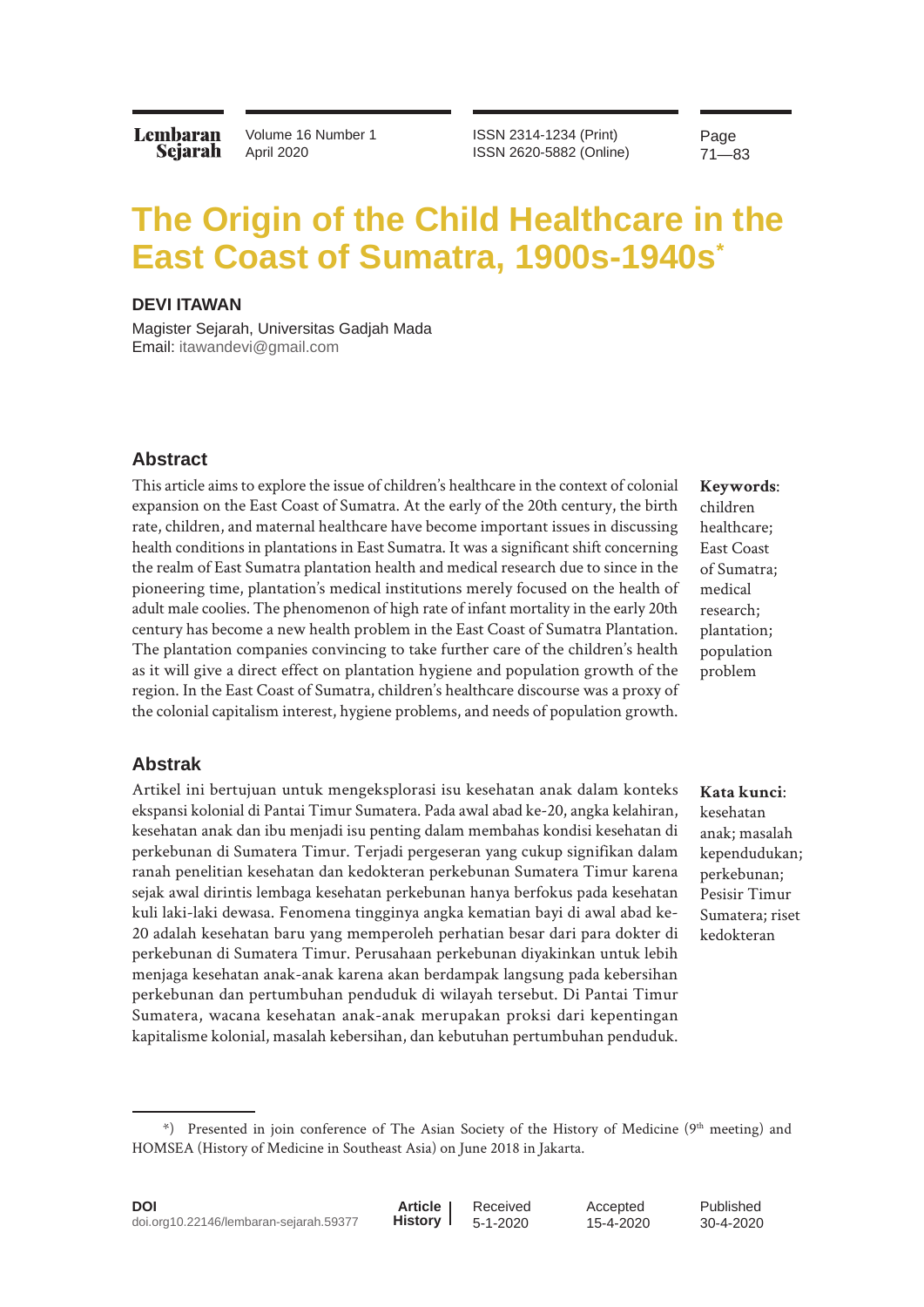# The Origin of the Child Healthcare in the East Coast of Sumatra, 1900s-1940s*

**DEVI ITAWAN**

Magister Sejarah, Universitas Gadjah Mada
Email: itawandevi@gmail.com

## Abstract

This article aims to explore the issue of children's healthcare in the context of colonial expansion on the East Coast of Sumatra. At the early of the 20th century, the birth rate, children, and maternal healthcare have become important issues in discussing health conditions in plantations in East Sumatra. It was a significant shift concerning the realm of East Sumatra plantation health and medical research due to since in the pioneering time, plantation's medical institutions merely focused on the health of adult male coolies. The phenomenon of high rate of infant mortality in the early 20th century has become a new health problem in the East Coast of Sumatra Plantation. The plantation companies convincing to take further care of the children's health as it will give a direct effect on plantation hygiene and population growth of the region. In the East Coast of Sumatra, children's healthcare discourse was a proxy of the colonial capitalism interest, hygiene problems, and needs of population growth.

**Keywords**: children healthcare; East Coast of Sumatra; medical research; plantation; population problem

## Abstrak

Artikel ini bertujuan untuk mengeksplorasi isu kesehatan anak dalam konteks ekspansi kolonial di Pantai Timur Sumatera. Pada awal abad ke-20, angka kelahiran, kesehatan anak dan ibu menjadi isu penting dalam membahas kondisi kesehatan di perkebunan di Sumatera Timur. Terjadi pergeseran yang cukup signifikan dalam ranah penelitian kesehatan dan kedokteran perkebunan Sumatera Timur karena sejak awal dirintis lembaga kesehatan perkebunan hanya berfokus pada kesehatan kuli laki-laki dewasa. Fenomena tingginya angka kematian bayi di awal abad ke-20 adalah kesehatan baru yang memperoleh perhatian besar dari para dokter di perkebunan di Sumatera Timur. Perusahaan perkebunan diyakinkan untuk lebih menjaga kesehatan anak-anak karena akan berdampak langsung pada kebersihan perkebunan dan pertumbuhan penduduk di wilayah tersebut. Di Pantai Timur Sumatera, wacana kesehatan anak-anak merupakan proksi dari kepentingan kapitalisme kolonial, masalah kebersihan, dan kebutuhan pertumbuhan penduduk.

**Kata kunci**: kesehatan anak; masalah kependudukan; perkebunan; Pesisir Timur Sumatera; riset kedokteran

---

*) Presented in join conference of The Asian Society of the History of Medicine (9th meeting) and HOMSEA (History of Medicine in Southeast Asia) on June 2018 in Jakarta.

**DOI**
doi.org10.22146/lembaran-sejarah.59377

**Article History** | Received 5-1-2020 | Accepted 15-4-2020 | Published 30-4-2020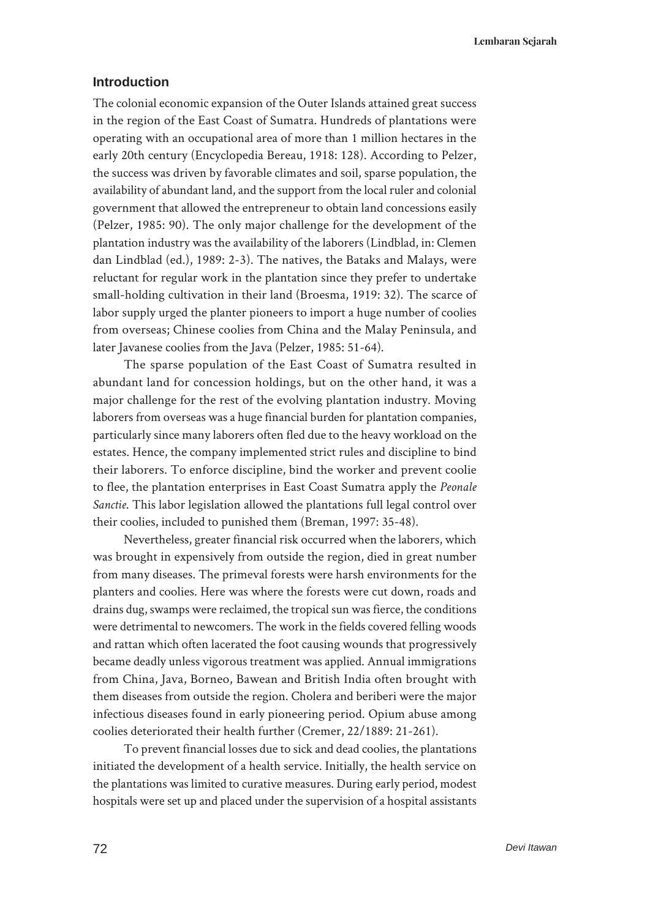## Introduction

The colonial economic expansion of the Outer Islands attained great success in the region of the East Coast of Sumatra. Hundreds of plantations were operating with an occupational area of more than 1 million hectares in the early 20th century (Encyclopedia Bereau, 1918: 128). According to Pelzer, the success was driven by favorable climates and soil, sparse population, the availability of abundant land, and the support from the local ruler and colonial government that allowed the entrepreneur to obtain land concessions easily (Pelzer, 1985: 90). The only major challenge for the development of the plantation industry was the availability of the laborers (Lindblad, in: Clemen dan Lindblad (ed.), 1989: 2-3). The natives, the Bataks and Malays, were reluctant for regular work in the plantation since they prefer to undertake small-holding cultivation in their land (Broesma, 1919: 32). The scarce of labor supply urged the planter pioneers to import a huge number of coolies from overseas; Chinese coolies from China and the Malay Peninsula, and later Javanese coolies from the Java (Pelzer, 1985: 51-64).

The sparse population of the East Coast of Sumatra resulted in abundant land for concession holdings, but on the other hand, it was a major challenge for the rest of the evolving plantation industry. Moving laborers from overseas was a huge financial burden for plantation companies, particularly since many laborers often fled due to the heavy workload on the estates. Hence, the company implemented strict rules and discipline to bind their laborers. To enforce discipline, bind the worker and prevent coolie to flee, the plantation enterprises in East Coast Sumatra apply the *Peonale Sanctie.* This labor legislation allowed the plantations full legal control over their coolies, included to punished them (Breman, 1997: 35-48).

Nevertheless, greater financial risk occurred when the laborers, which was brought in expensively from outside the region, died in great number from many diseases. The primeval forests were harsh environments for the planters and coolies. Here was where the forests were cut down, roads and drains dug, swamps were reclaimed, the tropical sun was fierce, the conditions were detrimental to newcomers. The work in the fields covered felling woods and rattan which often lacerated the foot causing wounds that progressively became deadly unless vigorous treatment was applied. Annual immigrations from China, Java, Borneo, Bawean and British India often brought with them diseases from outside the region. Cholera and beriberi were the major infectious diseases found in early pioneering period. Opium abuse among coolies deteriorated their health further (Cremer, 22/1889: 21-261).

To prevent financial losses due to sick and dead coolies, the plantations initiated the development of a health service. Initially, the health service on the plantations was limited to curative measures. During early period, modest hospitals were set up and placed under the supervision of a hospital assistants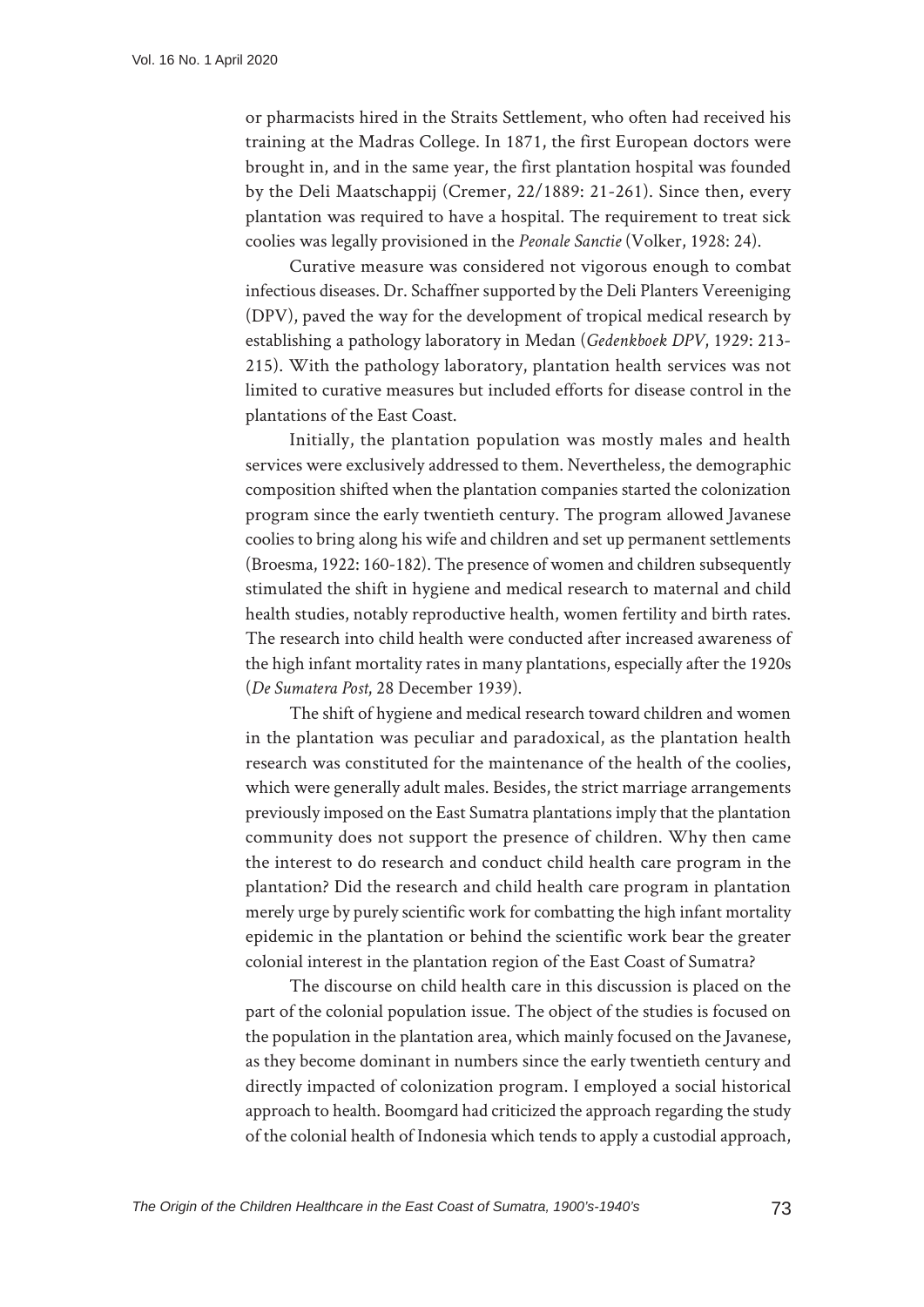or pharmacists hired in the Straits Settlement, who often had received his training at the Madras College. In 1871, the first European doctors were brought in, and in the same year, the first plantation hospital was founded by the Deli Maatschappij (Cremer, 22/1889: 21-261). Since then, every plantation was required to have a hospital. The requirement to treat sick coolies was legally provisioned in the *Peonale Sanctie* (Volker, 1928: 24).

Curative measure was considered not vigorous enough to combat infectious diseases. Dr. Schaffner supported by the Deli Planters Vereeniging (DPV), paved the way for the development of tropical medical research by establishing a pathology laboratory in Medan (*Gedenkboek DPV*, 1929: 213-215). With the pathology laboratory, plantation health services was not limited to curative measures but included efforts for disease control in the plantations of the East Coast.

Initially, the plantation population was mostly males and health services were exclusively addressed to them. Nevertheless, the demographic composition shifted when the plantation companies started the colonization program since the early twentieth century. The program allowed Javanese coolies to bring along his wife and children and set up permanent settlements (Broesma, 1922: 160-182). The presence of women and children subsequently stimulated the shift in hygiene and medical research to maternal and child health studies, notably reproductive health, women fertility and birth rates. The research into child health were conducted after increased awareness of the high infant mortality rates in many plantations, especially after the 1920s (*De Sumatera Post*, 28 December 1939).

The shift of hygiene and medical research toward children and women in the plantation was peculiar and paradoxical, as the plantation health research was constituted for the maintenance of the health of the coolies, which were generally adult males. Besides, the strict marriage arrangements previously imposed on the East Sumatra plantations imply that the plantation community does not support the presence of children. Why then came the interest to do research and conduct child health care program in the plantation? Did the research and child health care program in plantation merely urge by purely scientific work for combatting the high infant mortality epidemic in the plantation or behind the scientific work bear the greater colonial interest in the plantation region of the East Coast of Sumatra?

The discourse on child health care in this discussion is placed on the part of the colonial population issue. The object of the studies is focused on the population in the plantation area, which mainly focused on the Javanese, as they become dominant in numbers since the early twentieth century and directly impacted of colonization program. I employed a social historical approach to health. Boomgard had criticized the approach regarding the study of the colonial health of Indonesia which tends to apply a custodial approach,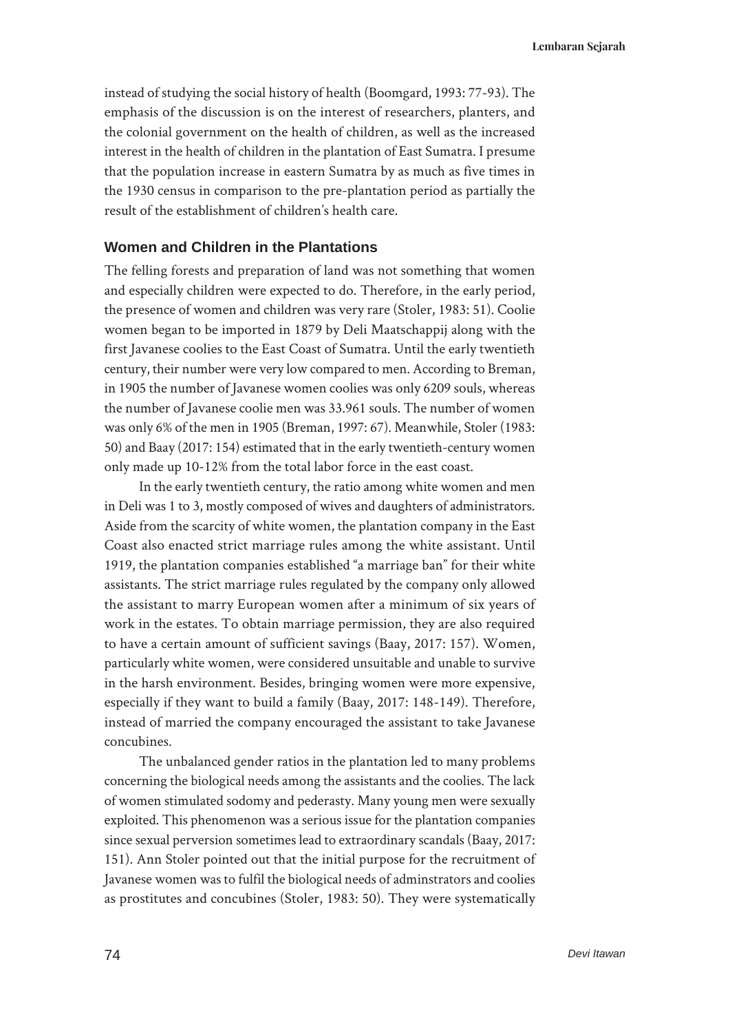instead of studying the social history of health (Boomgard, 1993: 77-93). The emphasis of the discussion is on the interest of researchers, planters, and the colonial government on the health of children, as well as the increased interest in the health of children in the plantation of East Sumatra. I presume that the population increase in eastern Sumatra by as much as five times in the 1930 census in comparison to the pre-plantation period as partially the result of the establishment of children's health care.

## Women and Children in the Plantations

The felling forests and preparation of land was not something that women and especially children were expected to do. Therefore, in the early period, the presence of women and children was very rare (Stoler, 1983: 51). Coolie women began to be imported in 1879 by Deli Maatschappij along with the first Javanese coolies to the East Coast of Sumatra. Until the early twentieth century, their number were very low compared to men. According to Breman, in 1905 the number of Javanese women coolies was only 6209 souls, whereas the number of Javanese coolie men was 33.961 souls. The number of women was only 6% of the men in 1905 (Breman, 1997: 67). Meanwhile, Stoler (1983: 50) and Baay (2017: 154) estimated that in the early twentieth-century women only made up 10-12% from the total labor force in the east coast.

In the early twentieth century, the ratio among white women and men in Deli was 1 to 3, mostly composed of wives and daughters of administrators. Aside from the scarcity of white women, the plantation company in the East Coast also enacted strict marriage rules among the white assistant. Until 1919, the plantation companies established "a marriage ban" for their white assistants. The strict marriage rules regulated by the company only allowed the assistant to marry European women after a minimum of six years of work in the estates. To obtain marriage permission, they are also required to have a certain amount of sufficient savings (Baay, 2017: 157). Women, particularly white women, were considered unsuitable and unable to survive in the harsh environment. Besides, bringing women were more expensive, especially if they want to build a family (Baay, 2017: 148-149). Therefore, instead of married the company encouraged the assistant to take Javanese concubines.

The unbalanced gender ratios in the plantation led to many problems concerning the biological needs among the assistants and the coolies. The lack of women stimulated sodomy and pederasty. Many young men were sexually exploited. This phenomenon was a serious issue for the plantation companies since sexual perversion sometimes lead to extraordinary scandals (Baay, 2017: 151). Ann Stoler pointed out that the initial purpose for the recruitment of Javanese women was to fulfil the biological needs of adminstrators and coolies as prostitutes and concubines (Stoler, 1983: 50). They were systematically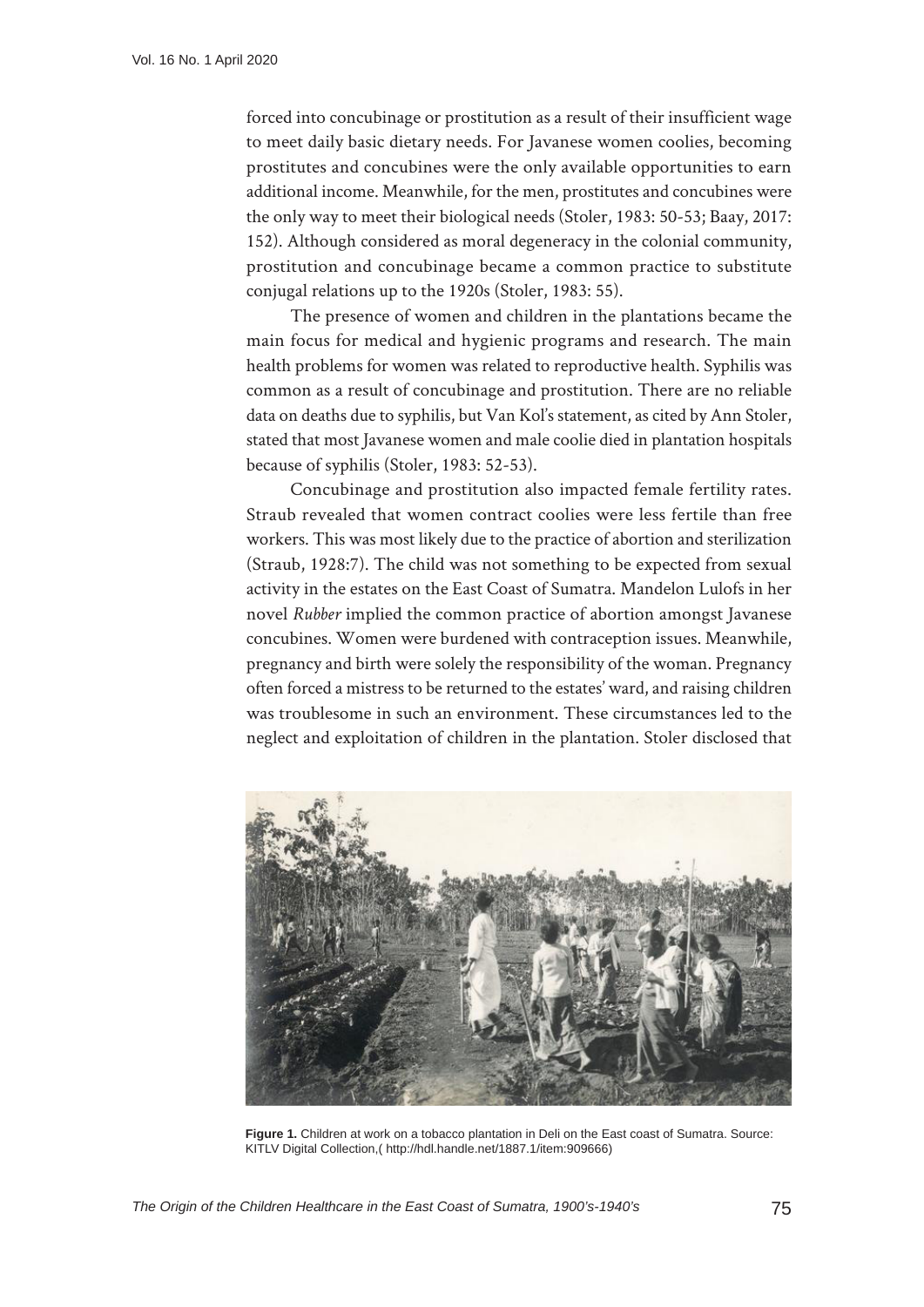forced into concubinage or prostitution as a result of their insufficient wage to meet daily basic dietary needs. For Javanese women coolies, becoming prostitutes and concubines were the only available opportunities to earn additional income. Meanwhile, for the men, prostitutes and concubines were the only way to meet their biological needs (Stoler, 1983: 50-53; Baay, 2017: 152). Although considered as moral degeneracy in the colonial community, prostitution and concubinage became a common practice to substitute conjugal relations up to the 1920s (Stoler, 1983: 55).

The presence of women and children in the plantations became the main focus for medical and hygienic programs and research. The main health problems for women was related to reproductive health. Syphilis was common as a result of concubinage and prostitution. There are no reliable data on deaths due to syphilis, but Van Kol's statement, as cited by Ann Stoler, stated that most Javanese women and male coolie died in plantation hospitals because of syphilis (Stoler, 1983: 52-53).

Concubinage and prostitution also impacted female fertility rates. Straub revealed that women contract coolies were less fertile than free workers. This was most likely due to the practice of abortion and sterilization (Straub, 1928:7). The child was not something to be expected from sexual activity in the estates on the East Coast of Sumatra. Mandelon Lulofs in her novel *Rubber* implied the common practice of abortion amongst Javanese concubines. Women were burdened with contraception issues. Meanwhile, pregnancy and birth were solely the responsibility of the woman. Pregnancy often forced a mistress to be returned to the estates' ward, and raising children was troublesome in such an environment. These circumstances led to the neglect and exploitation of children in the plantation. Stoler disclosed that

**Figure 1.** Children at work on a tobacco plantation in Deli on the East coast of Sumatra. Source: KITLV Digital Collection,( http://hdl.handle.net/1887.1/item:909666)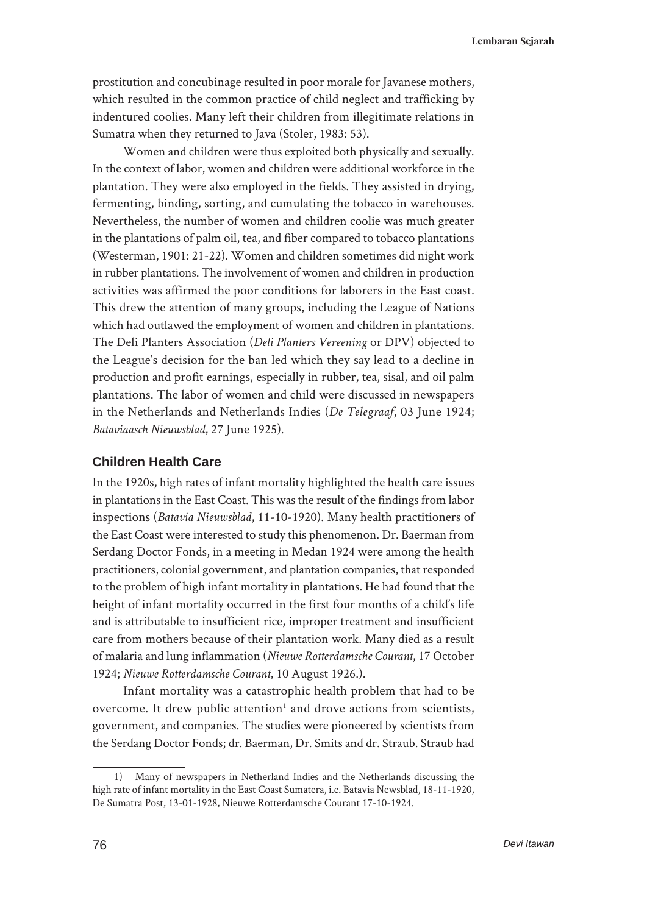prostitution and concubinage resulted in poor morale for Javanese mothers, which resulted in the common practice of child neglect and trafficking by indentured coolies. Many left their children from illegitimate relations in Sumatra when they returned to Java (Stoler, 1983: 53).

Women and children were thus exploited both physically and sexually. In the context of labor, women and children were additional workforce in the plantation. They were also employed in the fields. They assisted in drying, fermenting, binding, sorting, and cumulating the tobacco in warehouses. Nevertheless, the number of women and children coolie was much greater in the plantations of palm oil, tea, and fiber compared to tobacco plantations (Westerman, 1901: 21-22). Women and children sometimes did night work in rubber plantations. The involvement of women and children in production activities was affirmed the poor conditions for laborers in the East coast. This drew the attention of many groups, including the League of Nations which had outlawed the employment of women and children in plantations. The Deli Planters Association (*Deli Planters Vereening* or DPV) objected to the League's decision for the ban led which they say lead to a decline in production and profit earnings, especially in rubber, tea, sisal, and oil palm plantations. The labor of women and child were discussed in newspapers in the Netherlands and Netherlands Indies (*De Telegraaf*, 03 June 1924; *Bataviaasch Nieuwsblad*, 27 June 1925).

## Children Health Care

In the 1920s, high rates of infant mortality highlighted the health care issues in plantations in the East Coast. This was the result of the findings from labor inspections (*Batavia Nieuwsblad*, 11-10-1920). Many health practitioners of the East Coast were interested to study this phenomenon. Dr. Baerman from Serdang Doctor Fonds, in a meeting in Medan 1924 were among the health practitioners, colonial government, and plantation companies, that responded to the problem of high infant mortality in plantations. He had found that the height of infant mortality occurred in the first four months of a child's life and is attributable to insufficient rice, improper treatment and insufficient care from mothers because of their plantation work. Many died as a result of malaria and lung inflammation (*Nieuwe Rotterdamsche Courant*, 17 October 1924; *Nieuwe Rotterdamsche Courant*, 10 August 1926.).

Infant mortality was a catastrophic health problem that had to be overcome. It drew public attention[1] and drove actions from scientists, government, and companies. The studies were pioneered by scientists from the Serdang Doctor Fonds; dr. Baerman, Dr. Smits and dr. Straub. Straub had

---

1) Many of newspapers in Netherland Indies and the Netherlands discussing the high rate of infant mortality in the East Coast Sumatera, i.e. Batavia Newsblad, 18-11-1920, De Sumatra Post, 13-01-1928, Nieuwe Rotterdamsche Courant 17-10-1924.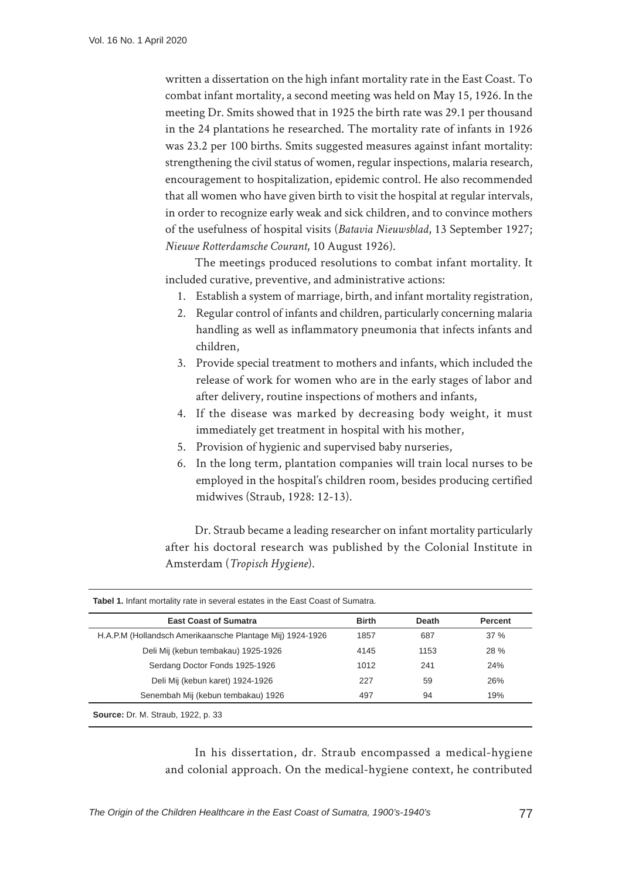written a dissertation on the high infant mortality rate in the East Coast. To combat infant mortality, a second meeting was held on May 15, 1926. In the meeting Dr. Smits showed that in 1925 the birth rate was 29.1 per thousand in the 24 plantations he researched. The mortality rate of infants in 1926 was 23.2 per 100 births. Smits suggested measures against infant mortality: strengthening the civil status of women, regular inspections, malaria research, encouragement to hospitalization, epidemic control. He also recommended that all women who have given birth to visit the hospital at regular intervals, in order to recognize early weak and sick children, and to convince mothers of the usefulness of hospital visits (*Batavia Nieuwsblad*, 13 September 1927; *Nieuwe Rotterdamsche Courant*, 10 August 1926).

The meetings produced resolutions to combat infant mortality. It included curative, preventive, and administrative actions:

1. Establish a system of marriage, birth, and infant mortality registration,
2. Regular control of infants and children, particularly concerning malaria handling as well as inflammatory pneumonia that infects infants and children,
3. Provide special treatment to mothers and infants, which included the release of work for women who are in the early stages of labor and after delivery, routine inspections of mothers and infants,
4. If the disease was marked by decreasing body weight, it must immediately get treatment in hospital with his mother,
5. Provision of hygienic and supervised baby nurseries,
6. In the long term, plantation companies will train local nurses to be employed in the hospital's children room, besides producing certified midwives (Straub, 1928: 12-13).

Dr. Straub became a leading researcher on infant mortality particularly after his doctoral research was published by the Colonial Institute in Amsterdam (*Tropisch Hygiene*).

**Tabel 1.** Infant mortality rate in several estates in the East Coast of Sumatra.

| East Coast of Sumatra | Birth | Death | Percent |
|---|---|---|---|
| H.A.P.M (Hollandsch Amerikaansche Plantage Mij) 1924-1926 | 1857 | 687 | 37 % |
| Deli Mij (kebun tembakau) 1925-1926 | 4145 | 1153 | 28 % |
| Serdang Doctor Fonds 1925-1926 | 1012 | 241 | 24% |
| Deli Mij (kebun karet) 1924-1926 | 227 | 59 | 26% |
| Senembah Mij (kebun tembakau) 1926 | 497 | 94 | 19% |

**Source:** Dr. M. Straub, 1922, p. 33

In his dissertation, dr. Straub encompassed a medical-hygiene and colonial approach. On the medical-hygiene context, he contributed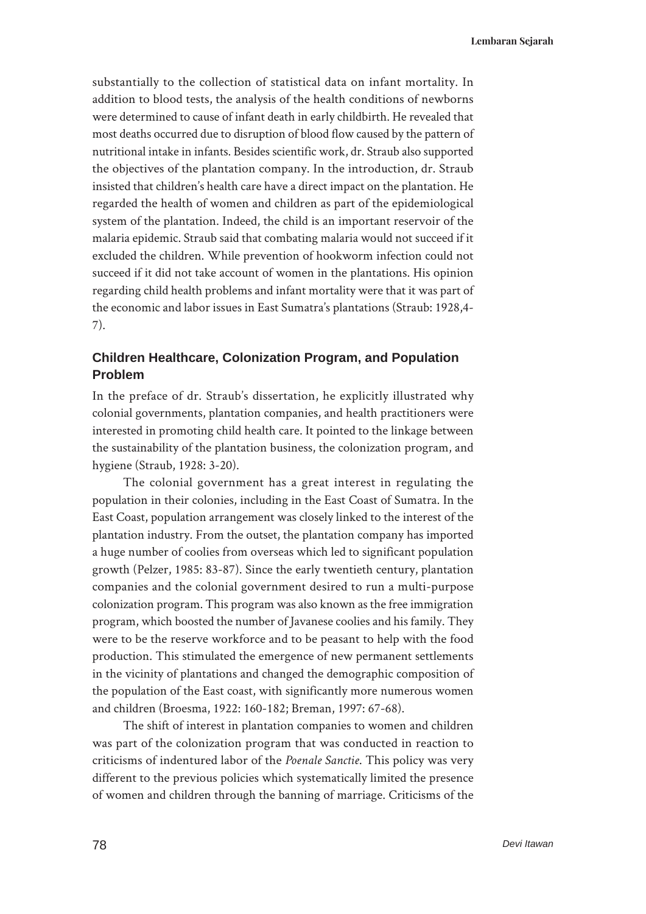substantially to the collection of statistical data on infant mortality. In addition to blood tests, the analysis of the health conditions of newborns were determined to cause of infant death in early childbirth. He revealed that most deaths occurred due to disruption of blood flow caused by the pattern of nutritional intake in infants. Besides scientific work, dr. Straub also supported the objectives of the plantation company. In the introduction, dr. Straub insisted that children's health care have a direct impact on the plantation. He regarded the health of women and children as part of the epidemiological system of the plantation. Indeed, the child is an important reservoir of the malaria epidemic. Straub said that combating malaria would not succeed if it excluded the children. While prevention of hookworm infection could not succeed if it did not take account of women in the plantations. His opinion regarding child health problems and infant mortality were that it was part of the economic and labor issues in East Sumatra's plantations (Straub: 1928,4-7).

## Children Healthcare, Colonization Program, and Population Problem

In the preface of dr. Straub's dissertation, he explicitly illustrated why colonial governments, plantation companies, and health practitioners were interested in promoting child health care. It pointed to the linkage between the sustainability of the plantation business, the colonization program, and hygiene (Straub, 1928: 3-20).

The colonial government has a great interest in regulating the population in their colonies, including in the East Coast of Sumatra. In the East Coast, population arrangement was closely linked to the interest of the plantation industry. From the outset, the plantation company has imported a huge number of coolies from overseas which led to significant population growth (Pelzer, 1985: 83-87). Since the early twentieth century, plantation companies and the colonial government desired to run a multi-purpose colonization program. This program was also known as the free immigration program, which boosted the number of Javanese coolies and his family. They were to be the reserve workforce and to be peasant to help with the food production. This stimulated the emergence of new permanent settlements in the vicinity of plantations and changed the demographic composition of the population of the East coast, with significantly more numerous women and children (Broesma, 1922: 160-182; Breman, 1997: 67-68).

The shift of interest in plantation companies to women and children was part of the colonization program that was conducted in reaction to criticisms of indentured labor of the *Poenale Sanctie*. This policy was very different to the previous policies which systematically limited the presence of women and children through the banning of marriage. Criticisms of the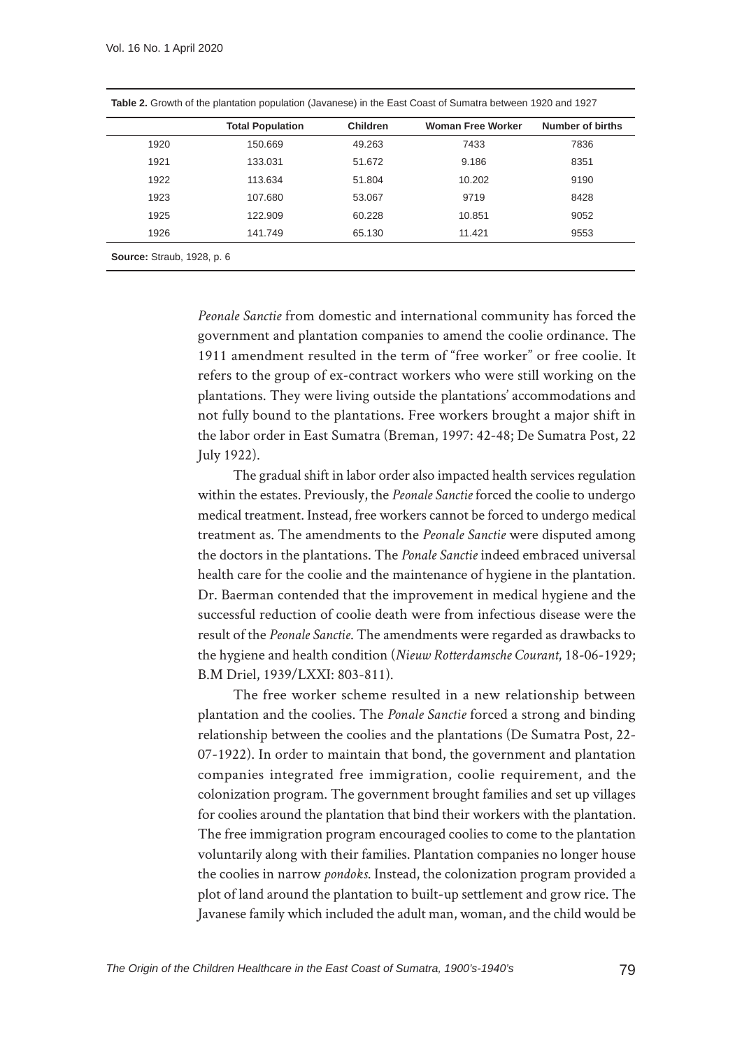**Table 2.** Growth of the plantation population (Javanese) in the East Coast of Sumatra between 1920 and 1927

| | Total Population | Children | Woman Free Worker | Number of births |
|---|---|---|---|---|
| 1920 | 150.669 | 49.263 | 7433 | 7836 |
| 1921 | 133.031 | 51.672 | 9.186 | 8351 |
| 1922 | 113.634 | 51.804 | 10.202 | 9190 |
| 1923 | 107.680 | 53.067 | 9719 | 8428 |
| 1925 | 122.909 | 60.228 | 10.851 | 9052 |
| 1926 | 141.749 | 65.130 | 11.421 | 9553 |

**Source:** Straub, 1928, p. 6

*Peonale Sanctie* from domestic and international community has forced the government and plantation companies to amend the coolie ordinance. The 1911 amendment resulted in the term of "free worker" or free coolie. It refers to the group of ex-contract workers who were still working on the plantations. They were living outside the plantations' accommodations and not fully bound to the plantations. Free workers brought a major shift in the labor order in East Sumatra (Breman, 1997: 42-48; De Sumatra Post, 22 July 1922).

The gradual shift in labor order also impacted health services regulation within the estates. Previously, the *Peonale Sanctie* forced the coolie to undergo medical treatment. Instead, free workers cannot be forced to undergo medical treatment as. The amendments to the *Peonale Sanctie* were disputed among the doctors in the plantations. The *Ponale Sanctie* indeed embraced universal health care for the coolie and the maintenance of hygiene in the plantation. Dr. Baerman contended that the improvement in medical hygiene and the successful reduction of coolie death were from infectious disease were the result of the *Peonale Sanctie*. The amendments were regarded as drawbacks to the hygiene and health condition (*Nieuw Rotterdamsche Courant*, 18-06-1929; B.M Driel, 1939/LXXI: 803-811).

The free worker scheme resulted in a new relationship between plantation and the coolies. The *Ponale Sanctie* forced a strong and binding relationship between the coolies and the plantations (De Sumatra Post, 22-07-1922). In order to maintain that bond, the government and plantation companies integrated free immigration, coolie requirement, and the colonization program. The government brought families and set up villages for coolies around the plantation that bind their workers with the plantation. The free immigration program encouraged coolies to come to the plantation voluntarily along with their families. Plantation companies no longer house the coolies in narrow *pondoks*. Instead, the colonization program provided a plot of land around the plantation to built-up settlement and grow rice. The Javanese family which included the adult man, woman, and the child would be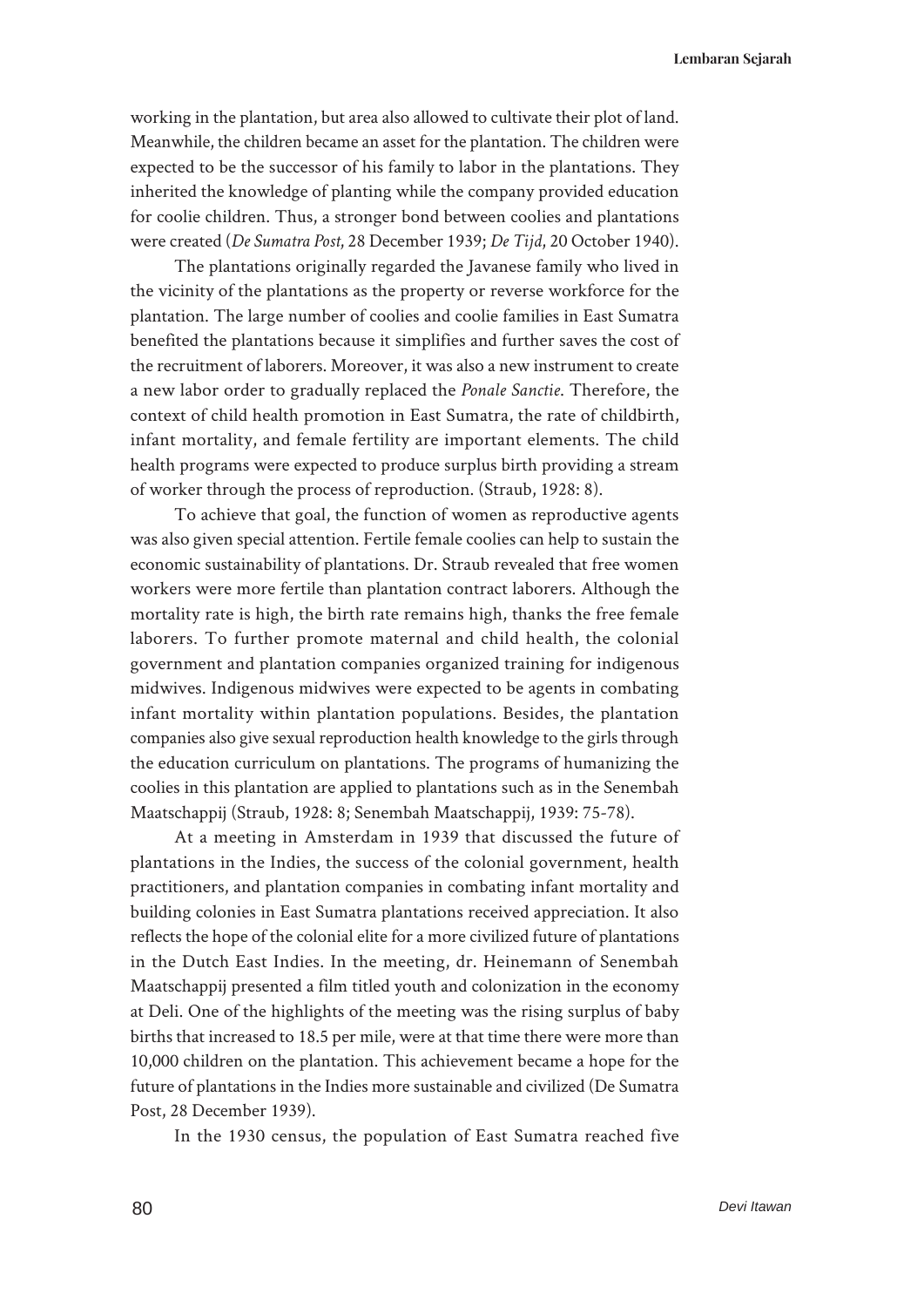working in the plantation, but area also allowed to cultivate their plot of land. Meanwhile, the children became an asset for the plantation. The children were expected to be the successor of his family to labor in the plantations. They inherited the knowledge of planting while the company provided education for coolie children. Thus, a stronger bond between coolies and plantations were created (*De Sumatra Post*, 28 December 1939; *De Tijd*, 20 October 1940).

The plantations originally regarded the Javanese family who lived in the vicinity of the plantations as the property or reverse workforce for the plantation. The large number of coolies and coolie families in East Sumatra benefited the plantations because it simplifies and further saves the cost of the recruitment of laborers. Moreover, it was also a new instrument to create a new labor order to gradually replaced the *Ponale Sanctie*. Therefore, the context of child health promotion in East Sumatra, the rate of childbirth, infant mortality, and female fertility are important elements. The child health programs were expected to produce surplus birth providing a stream of worker through the process of reproduction. (Straub, 1928: 8).

To achieve that goal, the function of women as reproductive agents was also given special attention. Fertile female coolies can help to sustain the economic sustainability of plantations. Dr. Straub revealed that free women workers were more fertile than plantation contract laborers. Although the mortality rate is high, the birth rate remains high, thanks the free female laborers. To further promote maternal and child health, the colonial government and plantation companies organized training for indigenous midwives. Indigenous midwives were expected to be agents in combating infant mortality within plantation populations. Besides, the plantation companies also give sexual reproduction health knowledge to the girls through the education curriculum on plantations. The programs of humanizing the coolies in this plantation are applied to plantations such as in the Senembah Maatschappij (Straub, 1928: 8; Senembah Maatschappij, 1939: 75-78).

At a meeting in Amsterdam in 1939 that discussed the future of plantations in the Indies, the success of the colonial government, health practitioners, and plantation companies in combating infant mortality and building colonies in East Sumatra plantations received appreciation. It also reflects the hope of the colonial elite for a more civilized future of plantations in the Dutch East Indies. In the meeting, dr. Heinemann of Senembah Maatschappij presented a film titled youth and colonization in the economy at Deli. One of the highlights of the meeting was the rising surplus of baby births that increased to 18.5 per mile, were at that time there were more than 10,000 children on the plantation. This achievement became a hope for the future of plantations in the Indies more sustainable and civilized (De Sumatra Post, 28 December 1939).

In the 1930 census, the population of East Sumatra reached five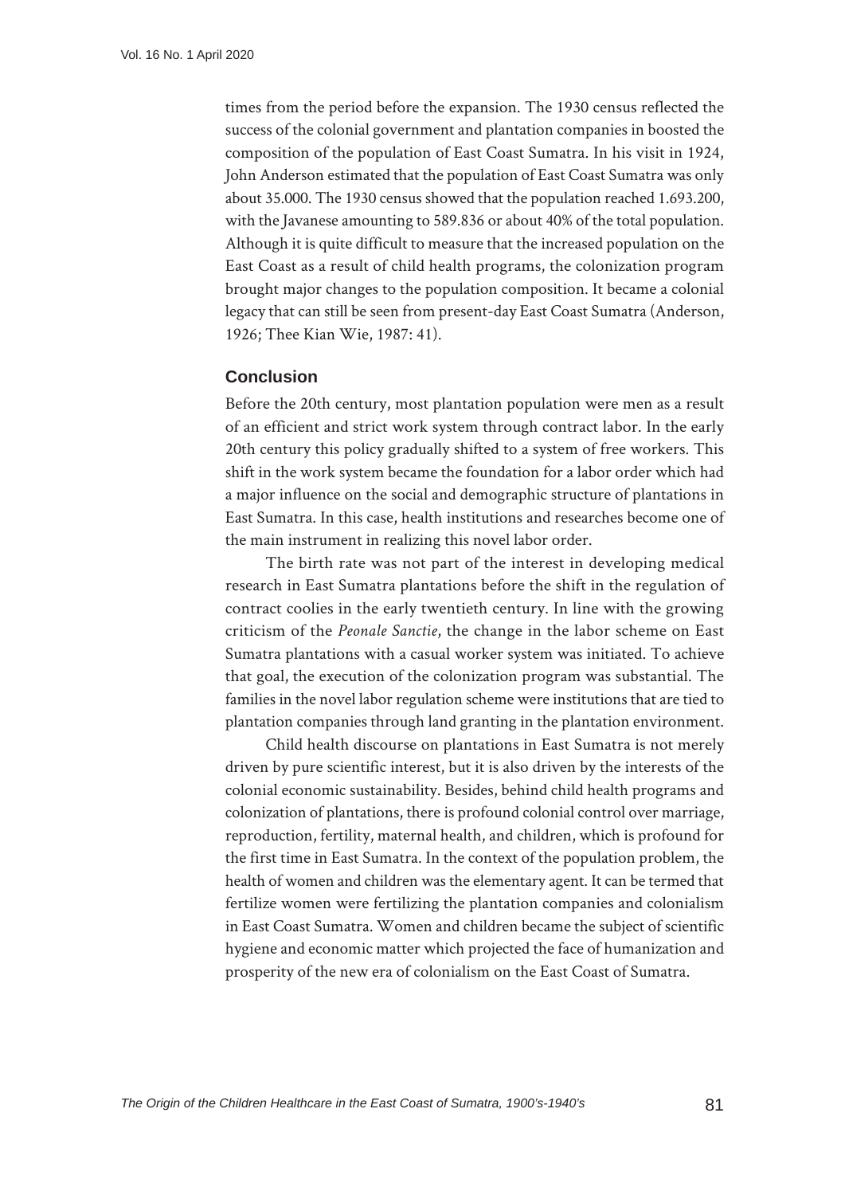times from the period before the expansion. The 1930 census reflected the success of the colonial government and plantation companies in boosted the composition of the population of East Coast Sumatra. In his visit in 1924, John Anderson estimated that the population of East Coast Sumatra was only about 35.000. The 1930 census showed that the population reached 1.693.200, with the Javanese amounting to 589.836 or about 40% of the total population. Although it is quite difficult to measure that the increased population on the East Coast as a result of child health programs, the colonization program brought major changes to the population composition. It became a colonial legacy that can still be seen from present-day East Coast Sumatra (Anderson, 1926; Thee Kian Wie, 1987: 41).

## Conclusion

Before the 20th century, most plantation population were men as a result of an efficient and strict work system through contract labor. In the early 20th century this policy gradually shifted to a system of free workers. This shift in the work system became the foundation for a labor order which had a major influence on the social and demographic structure of plantations in East Sumatra. In this case, health institutions and researches become one of the main instrument in realizing this novel labor order.

The birth rate was not part of the interest in developing medical research in East Sumatra plantations before the shift in the regulation of contract coolies in the early twentieth century. In line with the growing criticism of the *Peonale Sanctie*, the change in the labor scheme on East Sumatra plantations with a casual worker system was initiated. To achieve that goal, the execution of the colonization program was substantial. The families in the novel labor regulation scheme were institutions that are tied to plantation companies through land granting in the plantation environment.

Child health discourse on plantations in East Sumatra is not merely driven by pure scientific interest, but it is also driven by the interests of the colonial economic sustainability. Besides, behind child health programs and colonization of plantations, there is profound colonial control over marriage, reproduction, fertility, maternal health, and children, which is profound for the first time in East Sumatra. In the context of the population problem, the health of women and children was the elementary agent. It can be termed that fertilize women were fertilizing the plantation companies and colonialism in East Coast Sumatra. Women and children became the subject of scientific hygiene and economic matter which projected the face of humanization and prosperity of the new era of colonialism on the East Coast of Sumatra.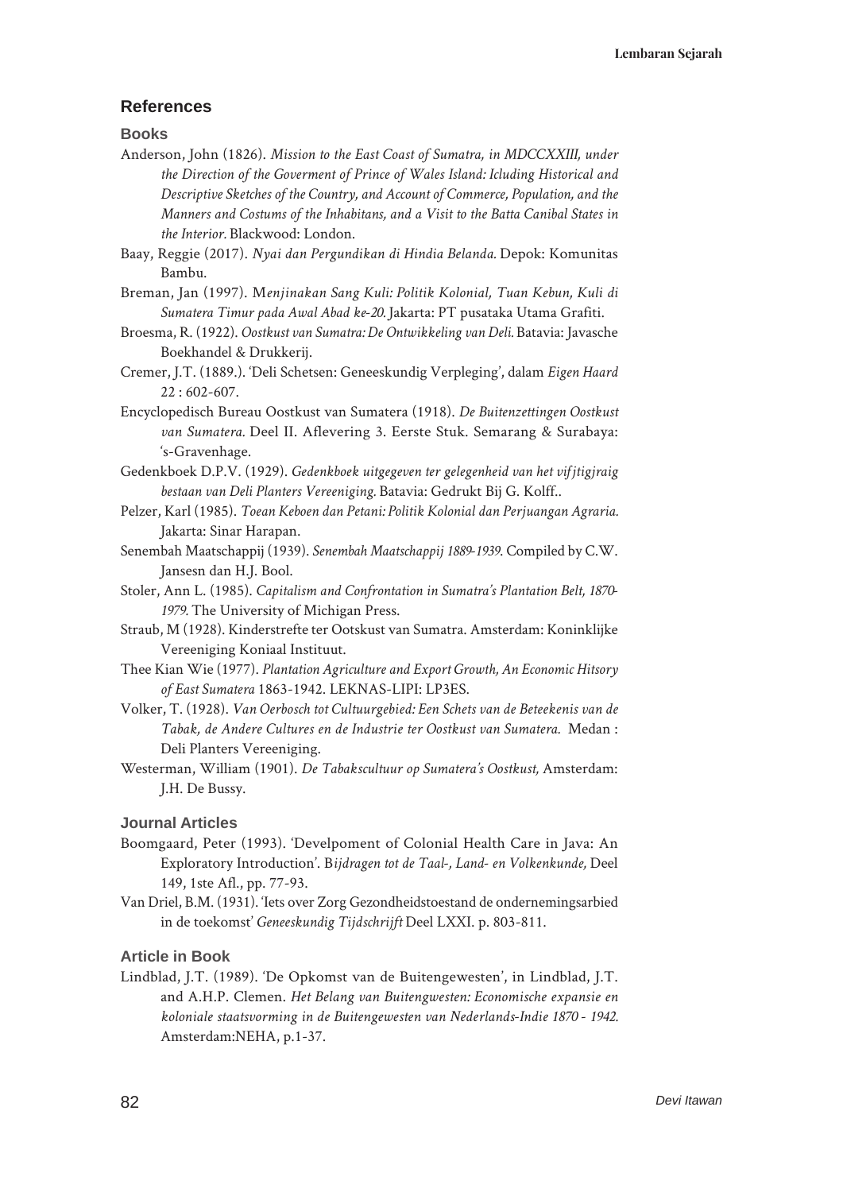## References

### Books

Anderson, John (1826). *Mission to the East Coast of Sumatra, in MDCCXXIII, under the Direction of the Goverment of Prince of Wales Island: Icluding Historical and Descriptive Sketches of the Country, and Account of Commerce, Population, and the Manners and Costums of the Inhabitans, and a Visit to the Batta Canibal States in the Interior.* Blackwood: London.

Baay, Reggie (2017). *Nyai dan Pergundikan di Hindia Belanda.* Depok: Komunitas Bambu.

Breman, Jan (1997). M*enjinakan Sang Kuli: Politik Kolonial, Tuan Kebun, Kuli di Sumatera Timur pada Awal Abad ke-20.* Jakarta: PT pusataka Utama Grafiti.

Broesma, R. (1922). *Oostkust van Sumatra: De Ontwikkeling van Deli.* Batavia: Javasche Boekhandel & Drukkerij.

Cremer, J.T. (1889.). 'Deli Schetsen: Geneeskundig Verpleging', dalam *Eigen Haard* 22 : 602-607.

Encyclopedisch Bureau Oostkust van Sumatera (1918). *De Buitenzettingen Oostkust van Sumatera.* Deel II. Aflevering 3. Eerste Stuk. Semarang & Surabaya: 's-Gravenhage.

Gedenkboek D.P.V. (1929). *Gedenkboek uitgegeven ter gelegenheid van het vijftigjraig bestaan van Deli Planters Vereeniging.* Batavia: Gedrukt Bij G. Kolff..

Pelzer, Karl (1985). *Toean Keboen dan Petani: Politik Kolonial dan Perjuangan Agraria.* Jakarta: Sinar Harapan.

Senembah Maatschappij (1939). *Senembah Maatschappij 1889-1939.* Compiled by C.W. Jansesn dan H.J. Bool.

Stoler, Ann L. (1985). *Capitalism and Confrontation in Sumatra's Plantation Belt, 1870-1979.* The University of Michigan Press.

Straub, M (1928). Kinderstrefte ter Ootskust van Sumatra. Amsterdam: Koninklijke Vereeniging Koniaal Instituut.

Thee Kian Wie (1977). *Plantation Agriculture and Export Growth, An Economic Hitsory of East Sumatera* 1863-1942. LEKNAS-LIPI: LP3ES.

Volker, T. (1928). *Van Oerbosch tot Cultuurgebied: Een Schets van de Beteekenis van de Tabak, de Andere Cultures en de Industrie ter Oostkust van Sumatera.* Medan : Deli Planters Vereeniging.

Westerman, William (1901). *De Tabakscultuur op Sumatera's Oostkust,* Amsterdam: J.H. De Bussy.

### Journal Articles

Boomgaard, Peter (1993). 'Develpoment of Colonial Health Care in Java: An Exploratory Introduction'. B*ijdragen tot de Taal-, Land- en Volkenkunde,* Deel 149, 1ste Afl., pp. 77-93.

Van Driel, B.M. (1931). 'Iets over Zorg Gezondheidstoestand de ondernemingsarbied in de toekomst' *Geneeskundig Tijdschrijft* Deel LXXI. p. 803-811.

### Article in Book

Lindblad, J.T. (1989). 'De Opkomst van de Buitengewesten', in Lindblad, J.T. and A.H.P. Clemen. *Het Belang van Buitengwesten: Economische expansie en koloniale staatsvorming in de Buitengewesten van Nederlands-Indie 1870 - 1942.* Amsterdam:NEHA, p.1-37.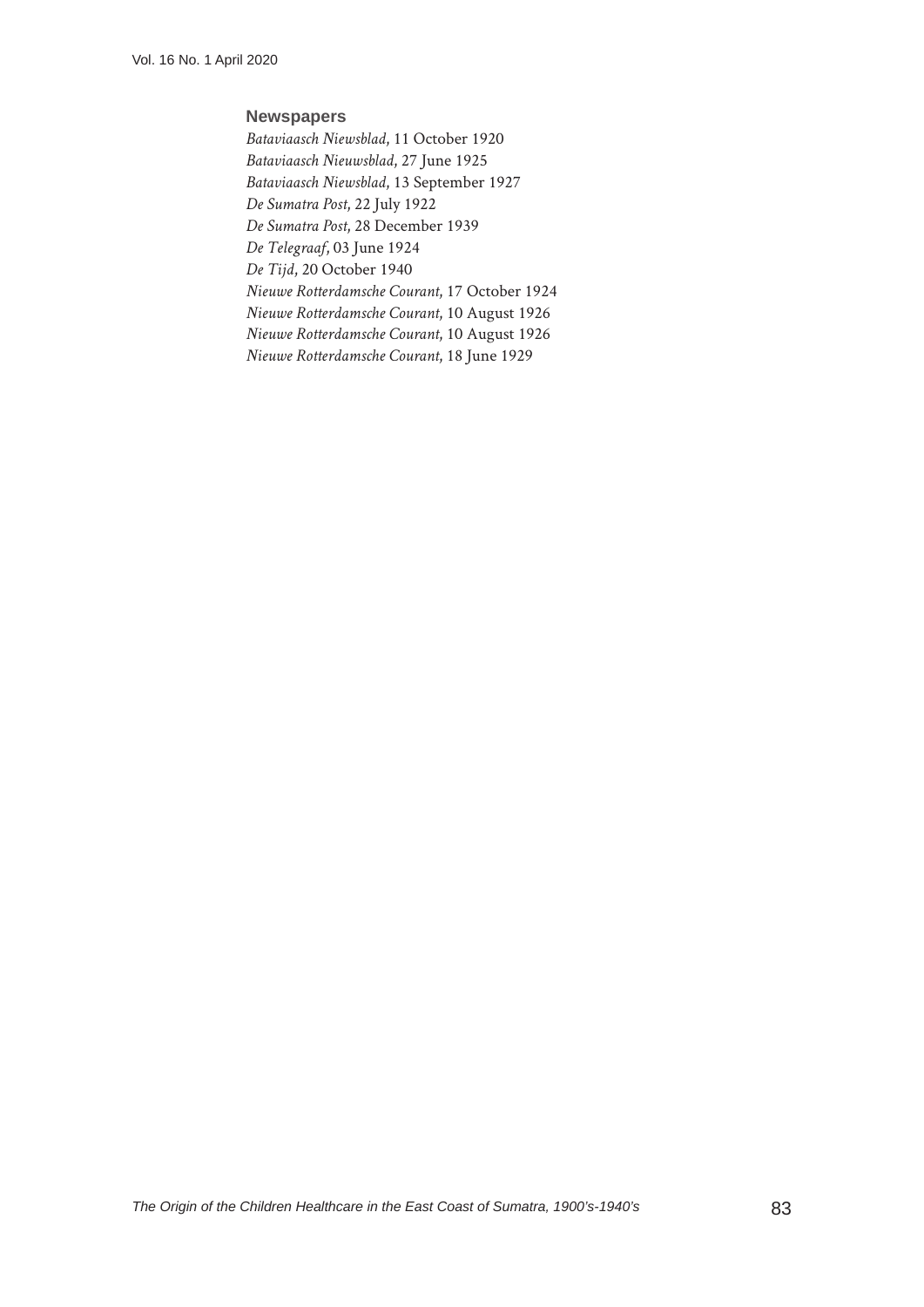### Newspapers

*Bataviaasch Niewsblad*, 11 October 1920
*Bataviaasch Nieuwsblad*, 27 June 1925
*Bataviaasch Niewsblad*, 13 September 1927
*De Sumatra Post*, 22 July 1922
*De Sumatra Post*, 28 December 1939
*De Telegraaf*, 03 June 1924
*De Tijd*, 20 October 1940
*Nieuwe Rotterdamsche Courant*, 17 October 1924
*Nieuwe Rotterdamsche Courant*, 10 August 1926
*Nieuwe Rotterdamsche Courant*, 10 August 1926
*Nieuwe Rotterdamsche Courant*, 18 June 1929